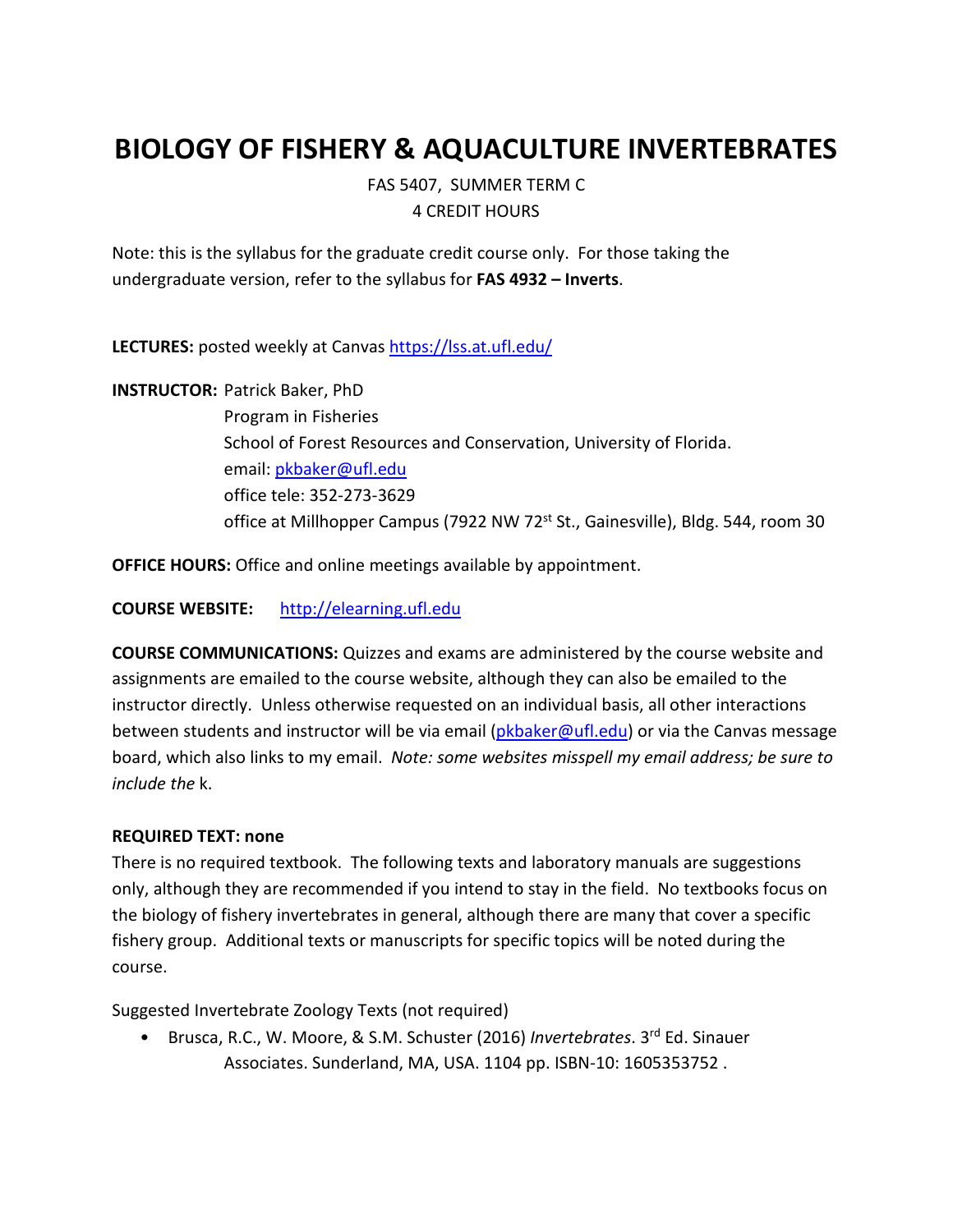# BIOLOGY OF FISHERY & AQUACULTURE INVERTEBRATES

FAS 5407, SUMMER TERM C
4 CREDIT HOURS

Note: this is the syllabus for the graduate credit course only. For those taking the undergraduate version, refer to the syllabus for **FAS 4932 – Inverts**.

**LECTURES:** posted weekly at Canvas https://lss.at.ufl.edu/

**INSTRUCTOR:** Patrick Baker, PhD
Program in Fisheries
School of Forest Resources and Conservation, University of Florida.
email: pkbaker@ufl.edu
office tele: 352-273-3629
office at Millhopper Campus (7922 NW 72nd St., Gainesville), Bldg. 544, room 30

**OFFICE HOURS:** Office and online meetings available by appointment.

**COURSE WEBSITE:** http://elearning.ufl.edu

**COURSE COMMUNICATIONS:** Quizzes and exams are administered by the course website and assignments are emailed to the course website, although they can also be emailed to the instructor directly. Unless otherwise requested on an individual basis, all other interactions between students and instructor will be via email (pkbaker@ufl.edu) or via the Canvas message board, which also links to my email. *Note: some websites misspell my email address; be sure to include the* k.

**REQUIRED TEXT: none**

There is no required textbook. The following texts and laboratory manuals are suggestions only, although they are recommended if you intend to stay in the field. No textbooks focus on the biology of fishery invertebrates in general, although there are many that cover a specific fishery group. Additional texts or manuscripts for specific topics will be noted during the course.

Suggested Invertebrate Zoology Texts (not required)

- Brusca, R.C., W. Moore, & S.M. Schuster (2016) *Invertebrates*. 3rd Ed. Sinauer Associates. Sunderland, MA, USA. 1104 pp. ISBN-10: 1605353752 .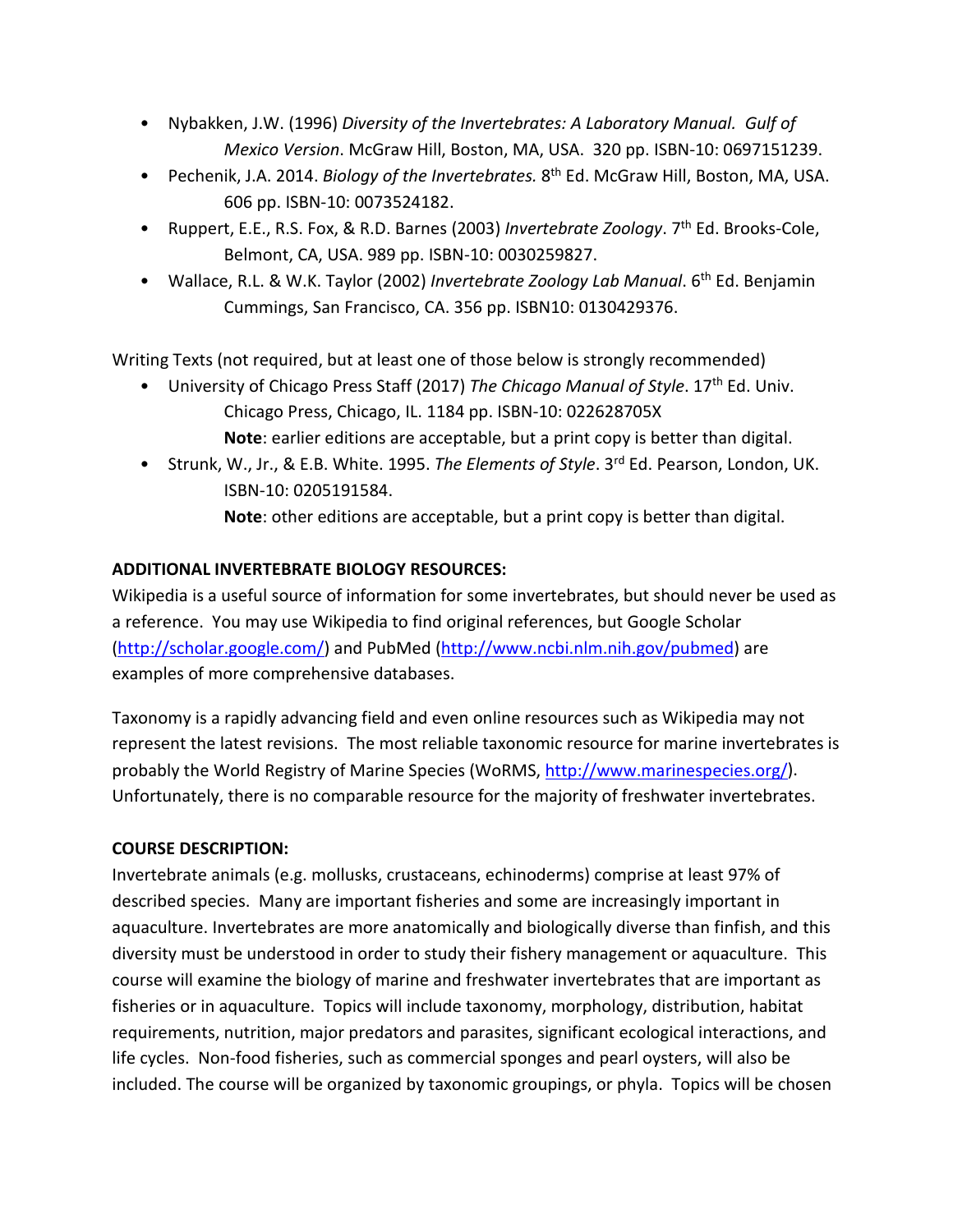- Nybakken, J.W. (1996) *Diversity of the Invertebrates: A Laboratory Manual. Gulf of Mexico Version*. McGraw Hill, Boston, MA, USA. 320 pp. ISBN-10: 0697151239.
- Pechenik, J.A. 2014. *Biology of the Invertebrates.* 8th Ed. McGraw Hill, Boston, MA, USA. 606 pp. ISBN-10: 0073524182.
- Ruppert, E.E., R.S. Fox, & R.D. Barnes (2003) *Invertebrate Zoology*. 7th Ed. Brooks-Cole, Belmont, CA, USA. 989 pp. ISBN-10: 0030259827.
- Wallace, R.L. & W.K. Taylor (2002) *Invertebrate Zoology Lab Manual*. 6th Ed. Benjamin Cummings, San Francisco, CA. 356 pp. ISBN10: 0130429376.

Writing Texts (not required, but at least one of those below is strongly recommended)

- University of Chicago Press Staff (2017) *The Chicago Manual of Style*. 17th Ed. Univ. Chicago Press, Chicago, IL. 1184 pp. ISBN-10: 022628705X
  **Note**: earlier editions are acceptable, but a print copy is better than digital.
- Strunk, W., Jr., & E.B. White. 1995. *The Elements of Style*. 3rd Ed. Pearson, London, UK. ISBN-10: 0205191584.
  **Note**: other editions are acceptable, but a print copy is better than digital.

**ADDITIONAL INVERTEBRATE BIOLOGY RESOURCES:**

Wikipedia is a useful source of information for some invertebrates, but should never be used as a reference. You may use Wikipedia to find original references, but Google Scholar (http://scholar.google.com/) and PubMed (http://www.ncbi.nlm.nih.gov/pubmed) are examples of more comprehensive databases.

Taxonomy is a rapidly advancing field and even online resources such as Wikipedia may not represent the latest revisions. The most reliable taxonomic resource for marine invertebrates is probably the World Registry of Marine Species (WoRMS, http://www.marinespecies.org/). Unfortunately, there is no comparable resource for the majority of freshwater invertebrates.

**COURSE DESCRIPTION:**

Invertebrate animals (e.g. mollusks, crustaceans, echinoderms) comprise at least 97% of described species. Many are important fisheries and some are increasingly important in aquaculture. Invertebrates are more anatomically and biologically diverse than finfish, and this diversity must be understood in order to study their fishery management or aquaculture. This course will examine the biology of marine and freshwater invertebrates that are important as fisheries or in aquaculture. Topics will include taxonomy, morphology, distribution, habitat requirements, nutrition, major predators and parasites, significant ecological interactions, and life cycles. Non-food fisheries, such as commercial sponges and pearl oysters, will also be included. The course will be organized by taxonomic groupings, or phyla. Topics will be chosen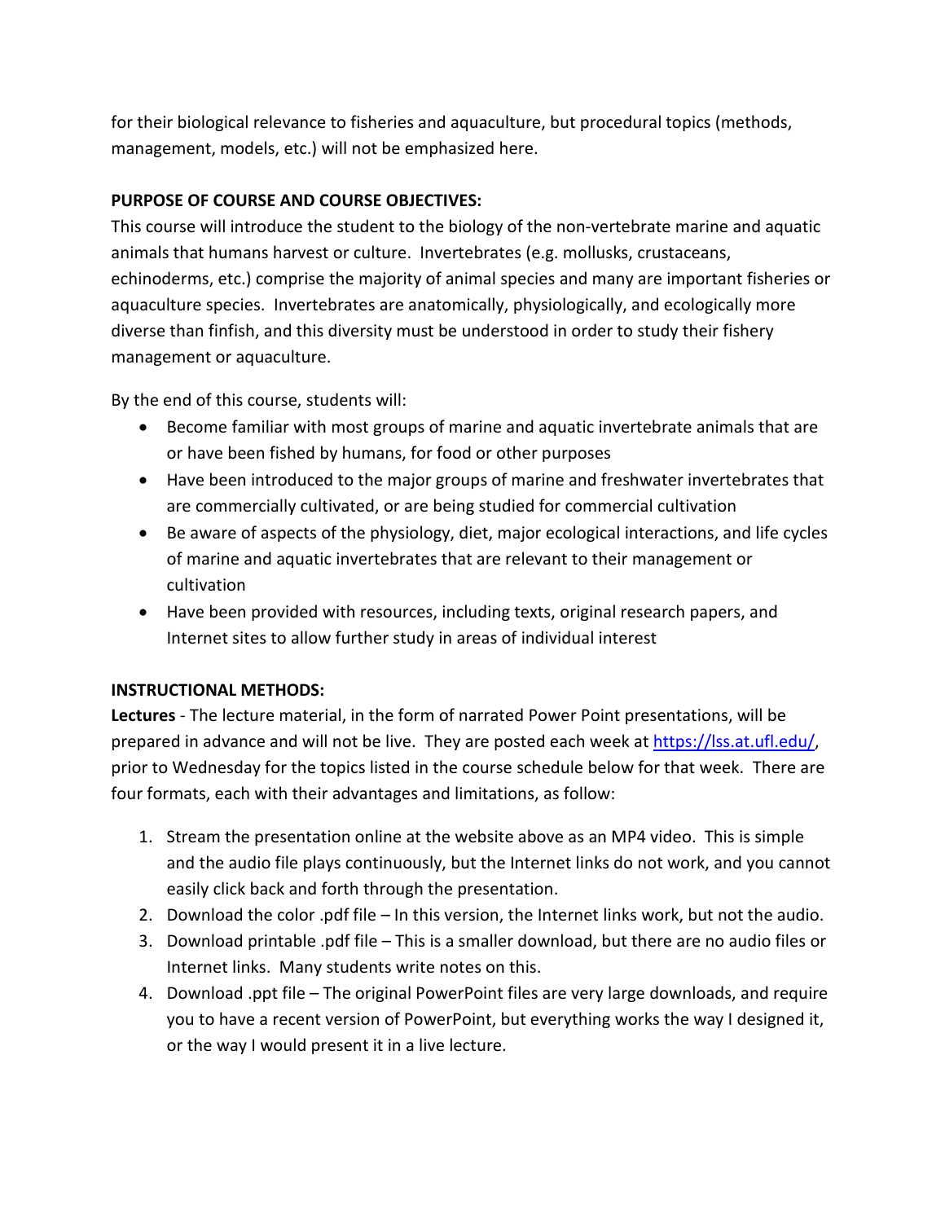for their biological relevance to fisheries and aquaculture, but procedural topics (methods, management, models, etc.) will not be emphasized here.

**PURPOSE OF COURSE AND COURSE OBJECTIVES:**

This course will introduce the student to the biology of the non-vertebrate marine and aquatic animals that humans harvest or culture. Invertebrates (e.g. mollusks, crustaceans, echinoderms, etc.) comprise the majority of animal species and many are important fisheries or aquaculture species. Invertebrates are anatomically, physiologically, and ecologically more diverse than finfish, and this diversity must be understood in order to study their fishery management or aquaculture.

By the end of this course, students will:

- Become familiar with most groups of marine and aquatic invertebrate animals that are or have been fished by humans, for food or other purposes
- Have been introduced to the major groups of marine and freshwater invertebrates that are commercially cultivated, or are being studied for commercial cultivation
- Be aware of aspects of the physiology, diet, major ecological interactions, and life cycles of marine and aquatic invertebrates that are relevant to their management or cultivation
- Have been provided with resources, including texts, original research papers, and Internet sites to allow further study in areas of individual interest

**INSTRUCTIONAL METHODS:**

**Lectures** - The lecture material, in the form of narrated Power Point presentations, will be prepared in advance and will not be live. They are posted each week at [https://lss.at.ufl.edu/](https://lss.at.ufl.edu/), prior to Wednesday for the topics listed in the course schedule below for that week. There are four formats, each with their advantages and limitations, as follow:

1. Stream the presentation online at the website above as an MP4 video. This is simple and the audio file plays continuously, but the Internet links do not work, and you cannot easily click back and forth through the presentation.
2. Download the color .pdf file – In this version, the Internet links work, but not the audio.
3. Download printable .pdf file – This is a smaller download, but there are no audio files or Internet links. Many students write notes on this.
4. Download .ppt file – The original PowerPoint files are very large downloads, and require you to have a recent version of PowerPoint, but everything works the way I designed it, or the way I would present it in a live lecture.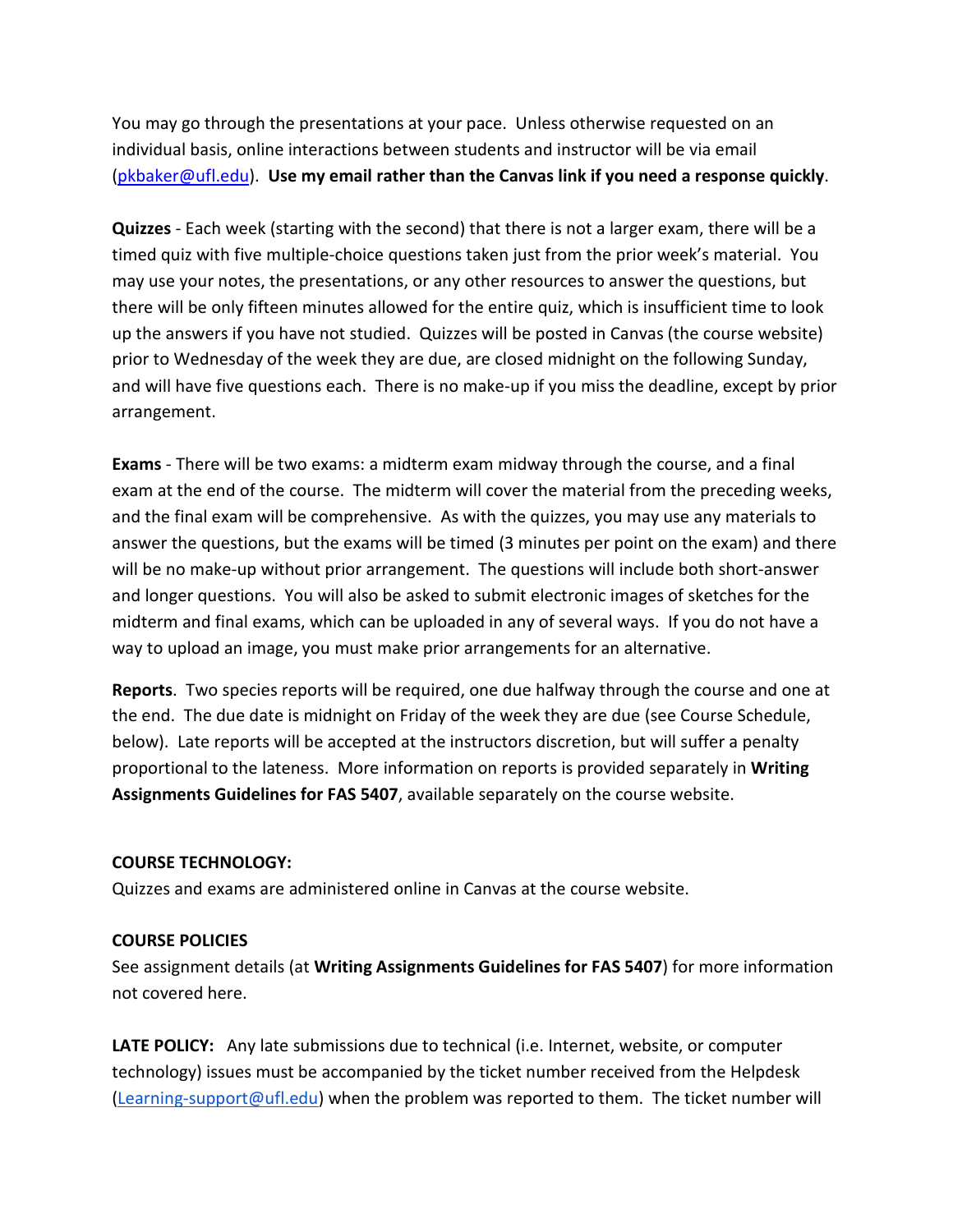You may go through the presentations at your pace. Unless otherwise requested on an individual basis, online interactions between students and instructor will be via email (pkbaker@ufl.edu). **Use my email rather than the Canvas link if you need a response quickly**.

**Quizzes** - Each week (starting with the second) that there is not a larger exam, there will be a timed quiz with five multiple-choice questions taken just from the prior week's material. You may use your notes, the presentations, or any other resources to answer the questions, but there will be only fifteen minutes allowed for the entire quiz, which is insufficient time to look up the answers if you have not studied. Quizzes will be posted in Canvas (the course website) prior to Wednesday of the week they are due, are closed midnight on the following Sunday, and will have five questions each. There is no make-up if you miss the deadline, except by prior arrangement.

**Exams** - There will be two exams: a midterm exam midway through the course, and a final exam at the end of the course. The midterm will cover the material from the preceding weeks, and the final exam will be comprehensive. As with the quizzes, you may use any materials to answer the questions, but the exams will be timed (3 minutes per point on the exam) and there will be no make-up without prior arrangement. The questions will include both short-answer and longer questions. You will also be asked to submit electronic images of sketches for the midterm and final exams, which can be uploaded in any of several ways. If you do not have a way to upload an image, you must make prior arrangements for an alternative.

**Reports**. Two species reports will be required, one due halfway through the course and one at the end. The due date is midnight on Friday of the week they are due (see Course Schedule, below). Late reports will be accepted at the instructors discretion, but will suffer a penalty proportional to the lateness. More information on reports is provided separately in **Writing Assignments Guidelines for FAS 5407**, available separately on the course website.

**COURSE TECHNOLOGY:**

Quizzes and exams are administered online in Canvas at the course website.

**COURSE POLICIES**

See assignment details (at **Writing Assignments Guidelines for FAS 5407**) for more information not covered here.

**LATE POLICY:** Any late submissions due to technical (i.e. Internet, website, or computer technology) issues must be accompanied by the ticket number received from the Helpdesk (Learning-support@ufl.edu) when the problem was reported to them. The ticket number will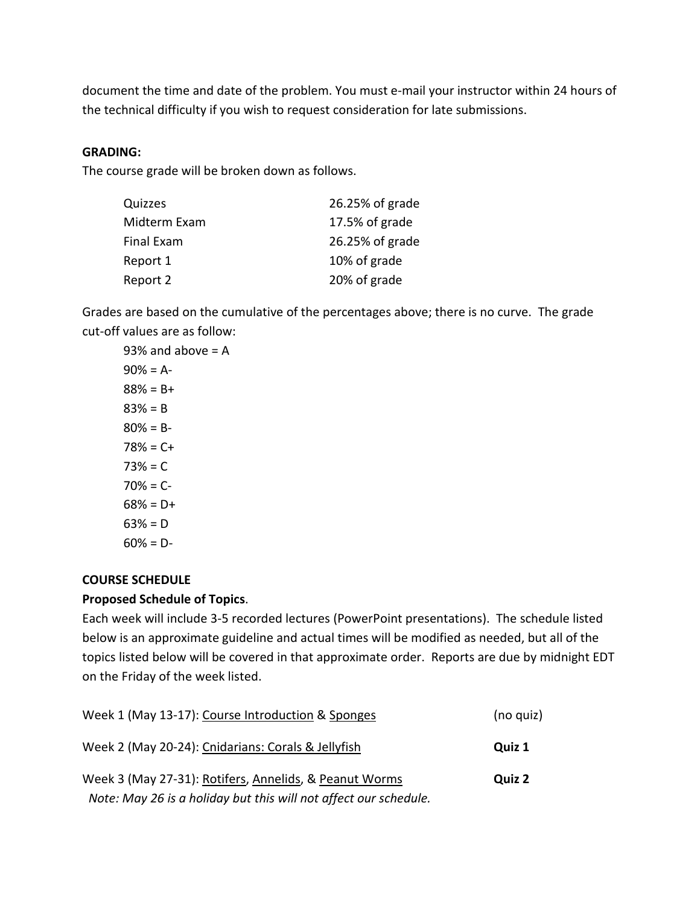document the time and date of the problem. You must e-mail your instructor within 24 hours of the technical difficulty if you wish to request consideration for late submissions.

**GRADING:**

The course grade will be broken down as follows.

| | |
|---|---|
| Quizzes | 26.25% of grade |
| Midterm Exam | 17.5% of grade |
| Final Exam | 26.25% of grade |
| Report 1 | 10% of grade |
| Report 2 | 20% of grade |

Grades are based on the cumulative of the percentages above; there is no curve. The grade cut-off values are as follow:

93% and above = A
90% = A-
88% = B+
83% = B
80% = B-
78% = C+
73% = C
70% = C-
68% = D+
63% = D
60% = D-

**COURSE SCHEDULE**

**Proposed Schedule of Topics**.

Each week will include 3-5 recorded lectures (PowerPoint presentations). The schedule listed below is an approximate guideline and actual times will be modified as needed, but all of the topics listed below will be covered in that approximate order. Reports are due by midnight EDT on the Friday of the week listed.

Week 1 (May 13-17): Course Introduction & Sponges (no quiz)

Week 2 (May 20-24): Cnidarians: Corals & Jellyfish **Quiz 1**

Week 3 (May 27-31): Rotifers, Annelids, & Peanut Worms **Quiz 2**
*Note: May 26 is a holiday but this will not affect our schedule.*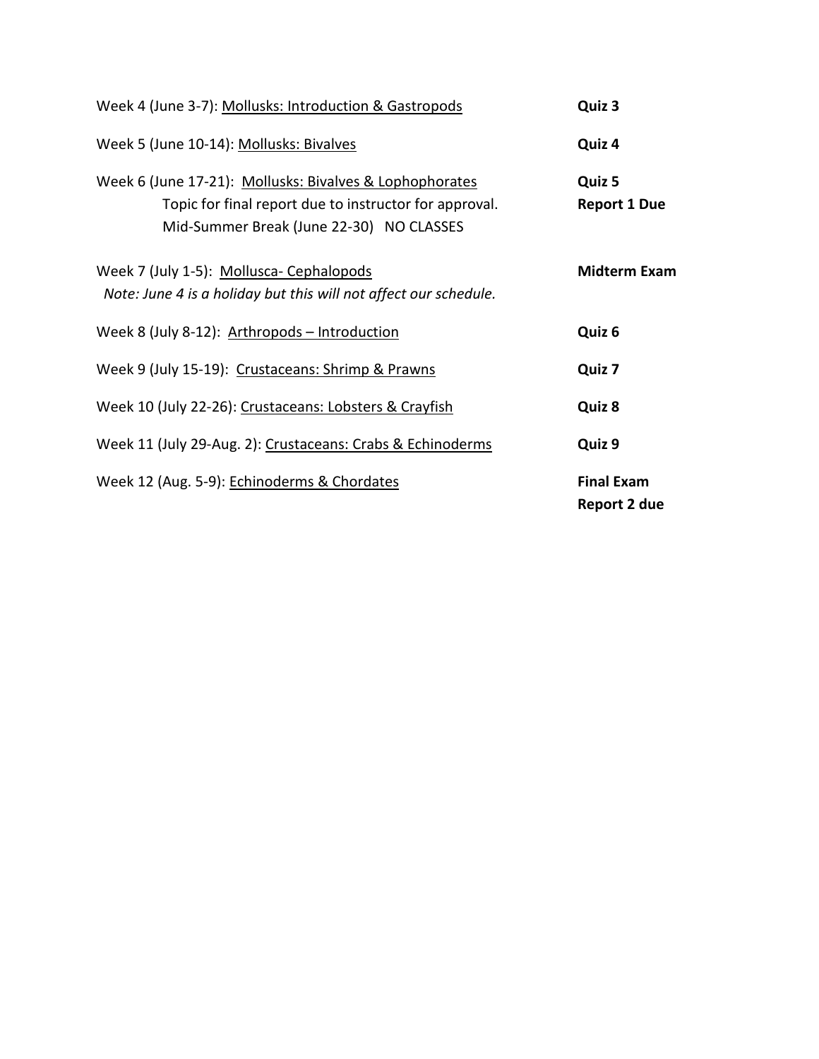| | |
|---|---|
| Week 4 (June 3-7): <u>Mollusks: Introduction & Gastropods</u> | **Quiz 3** |
| Week 5 (June 10-14): <u>Mollusks: Bivalves</u> | **Quiz 4** |
| Week 6 (June 17-21): <u>Mollusks: Bivalves & Lophophorates</u> | **Quiz 5** |
| Topic for final report due to instructor for approval. | **Report 1 Due** |
| Mid-Summer Break (June 22-30) NO CLASSES | |
| Week 7 (July 1-5): <u>Mollusca- Cephalopods</u> | **Midterm Exam** |
| *Note: June 4 is a holiday but this will not affect our schedule.* | |
| Week 8 (July 8-12): <u>Arthropods – Introduction</u> | **Quiz 6** |
| Week 9 (July 15-19): <u>Crustaceans: Shrimp & Prawns</u> | **Quiz 7** |
| Week 10 (July 22-26): <u>Crustaceans: Lobsters & Crayfish</u> | **Quiz 8** |
| Week 11 (July 29-Aug. 2): <u>Crustaceans: Crabs & Echinoderms</u> | **Quiz 9** |
| Week 12 (Aug. 5-9): <u>Echinoderms & Chordates</u> | **Final Exam** |
| | **Report 2 due** |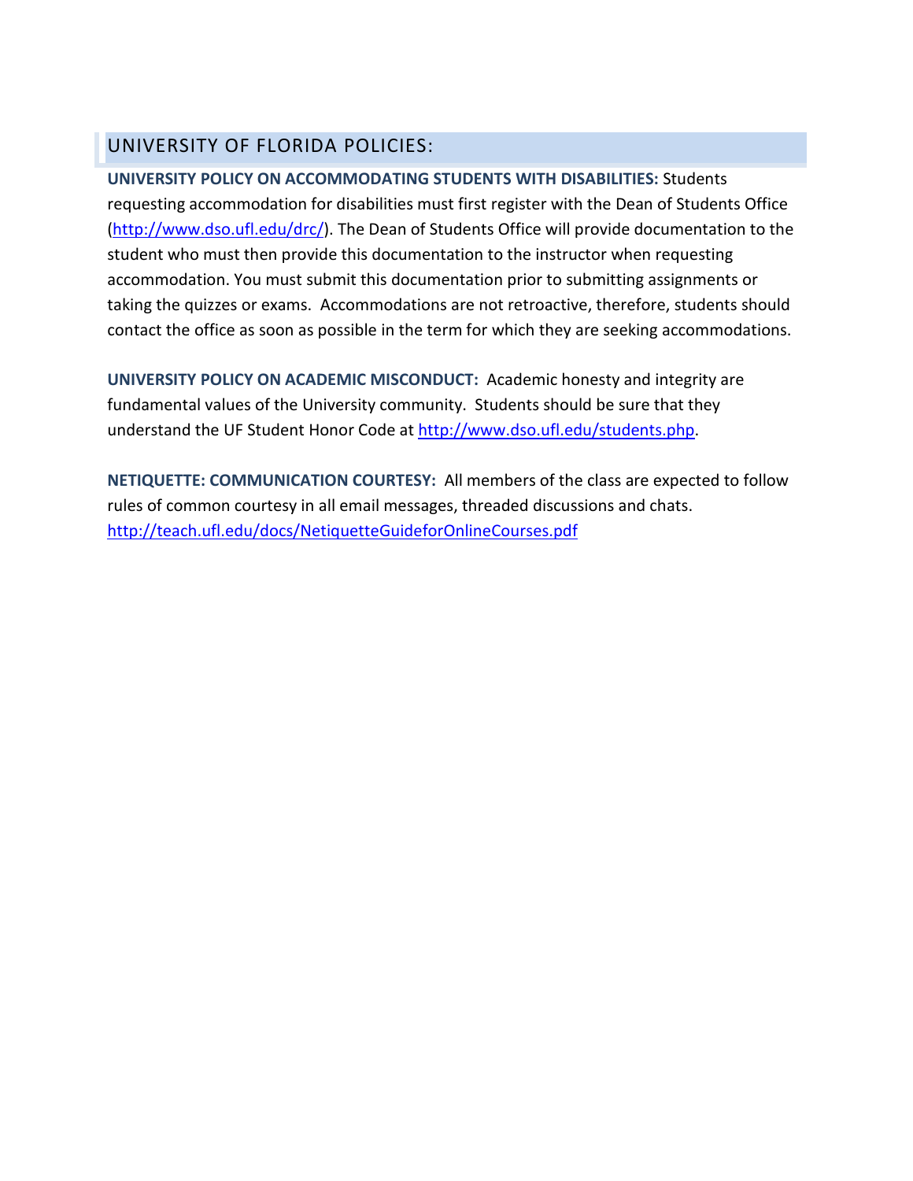## UNIVERSITY OF FLORIDA POLICIES:

**UNIVERSITY POLICY ON ACCOMMODATING STUDENTS WITH DISABILITIES:** Students requesting accommodation for disabilities must first register with the Dean of Students Office (http://www.dso.ufl.edu/drc/). The Dean of Students Office will provide documentation to the student who must then provide this documentation to the instructor when requesting accommodation. You must submit this documentation prior to submitting assignments or taking the quizzes or exams. Accommodations are not retroactive, therefore, students should contact the office as soon as possible in the term for which they are seeking accommodations.

**UNIVERSITY POLICY ON ACADEMIC MISCONDUCT:** Academic honesty and integrity are fundamental values of the University community. Students should be sure that they understand the UF Student Honor Code at http://www.dso.ufl.edu/students.php.

**NETIQUETTE: COMMUNICATION COURTESY:** All members of the class are expected to follow rules of common courtesy in all email messages, threaded discussions and chats. http://teach.ufl.edu/docs/NetiquetteGuideforOnlineCourses.pdf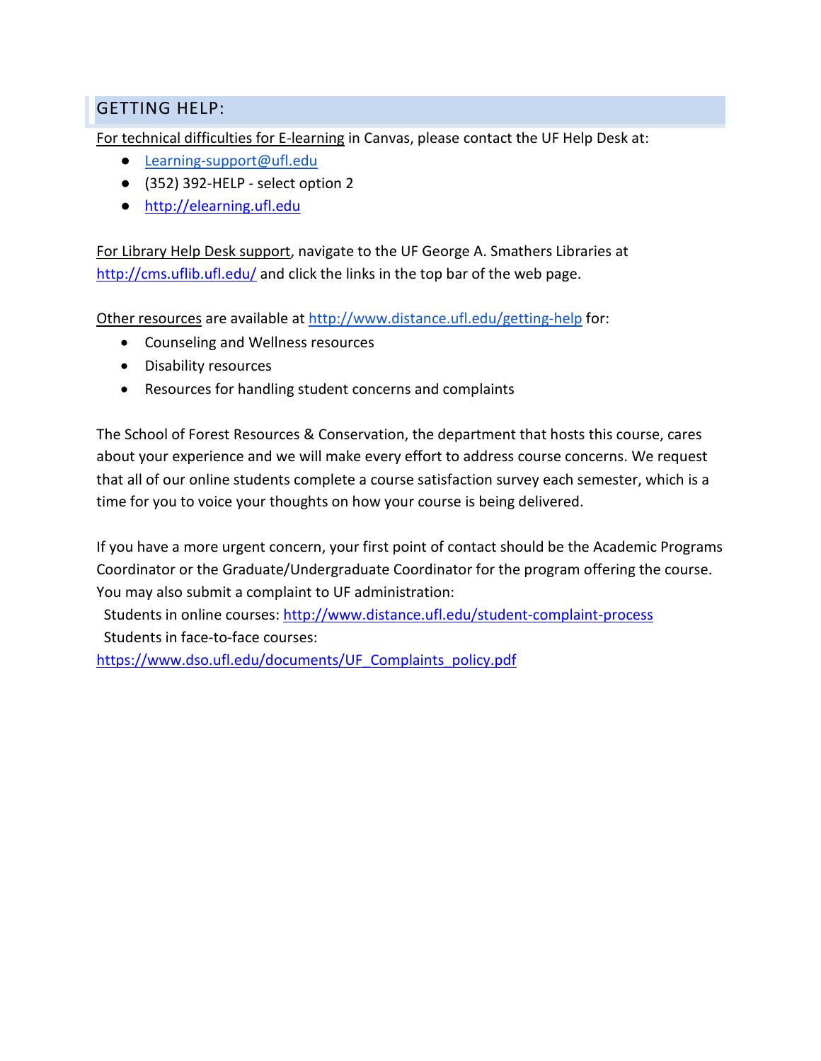## GETTING HELP:

For technical difficulties for E-learning in Canvas, please contact the UF Help Desk at:

- Learning-support@ufl.edu
- (352) 392-HELP - select option 2
- http://elearning.ufl.edu

For Library Help Desk support, navigate to the UF George A. Smathers Libraries at http://cms.uflib.ufl.edu/ and click the links in the top bar of the web page.

Other resources are available at http://www.distance.ufl.edu/getting-help for:

- Counseling and Wellness resources
- Disability resources
- Resources for handling student concerns and complaints

The School of Forest Resources & Conservation, the department that hosts this course, cares about your experience and we will make every effort to address course concerns. We request that all of our online students complete a course satisfaction survey each semester, which is a time for you to voice your thoughts on how your course is being delivered.

If you have a more urgent concern, your first point of contact should be the Academic Programs Coordinator or the Graduate/Undergraduate Coordinator for the program offering the course. You may also submit a complaint to UF administration:

Students in online courses: http://www.distance.ufl.edu/student-complaint-process

Students in face-to-face courses:
https://www.dso.ufl.edu/documents/UF_Complaints_policy.pdf